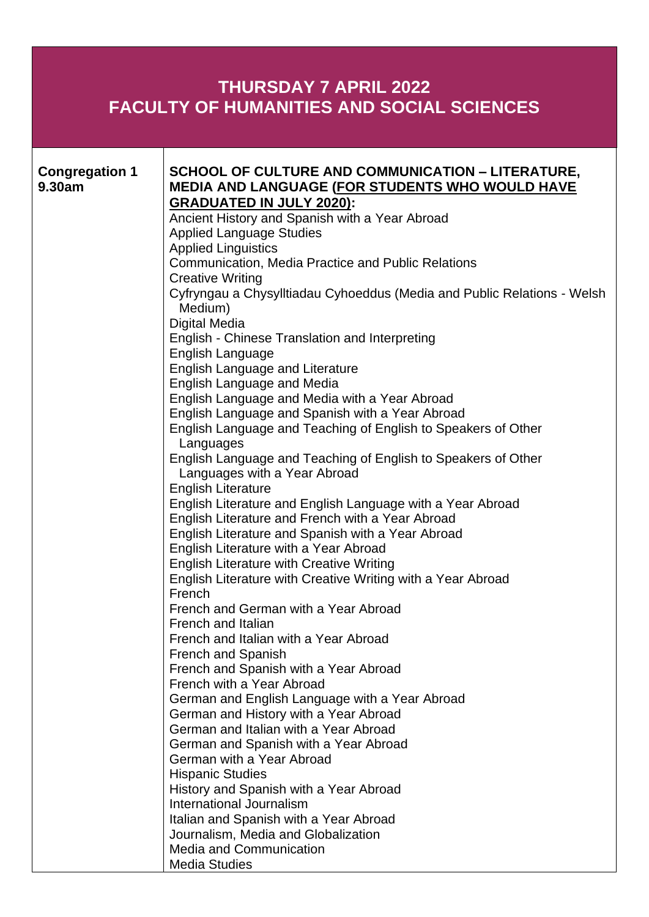## THURSDAY 7 APRIL 2022
## FACULTY OF HUMANITIES AND SOCIAL SCIENCES

| | |
|---|---|
| **Congregation 1 9.30am** | **SCHOOL OF CULTURE AND COMMUNICATION – LITERATURE, MEDIA AND LANGUAGE (FOR STUDENTS WHO WOULD HAVE GRADUATED IN JULY 2020):**<br>Ancient History and Spanish with a Year Abroad<br>Applied Language Studies<br>Applied Linguistics<br>Communication, Media Practice and Public Relations<br>Creative Writing<br>Cyfryngau a Chysylltiadau Cyhoeddus (Media and Public Relations - Welsh Medium)<br>Digital Media<br>English - Chinese Translation and Interpreting<br>English Language<br>English Language and Literature<br>English Language and Media<br>English Language and Media with a Year Abroad<br>English Language and Spanish with a Year Abroad<br>English Language and Teaching of English to Speakers of Other Languages<br>English Language and Teaching of English to Speakers of Other Languages with a Year Abroad<br>English Literature<br>English Literature and English Language with a Year Abroad<br>English Literature and French with a Year Abroad<br>English Literature and Spanish with a Year Abroad<br>English Literature with a Year Abroad<br>English Literature with Creative Writing<br>English Literature with Creative Writing with a Year Abroad<br>French<br>French and German with a Year Abroad<br>French and Italian<br>French and Italian with a Year Abroad<br>French and Spanish<br>French and Spanish with a Year Abroad<br>French with a Year Abroad<br>German and English Language with a Year Abroad<br>German and History with a Year Abroad<br>German and Italian with a Year Abroad<br>German and Spanish with a Year Abroad<br>German with a Year Abroad<br>Hispanic Studies<br>History and Spanish with a Year Abroad<br>International Journalism<br>Italian and Spanish with a Year Abroad<br>Journalism, Media and Globalization<br>Media and Communication<br>Media Studies |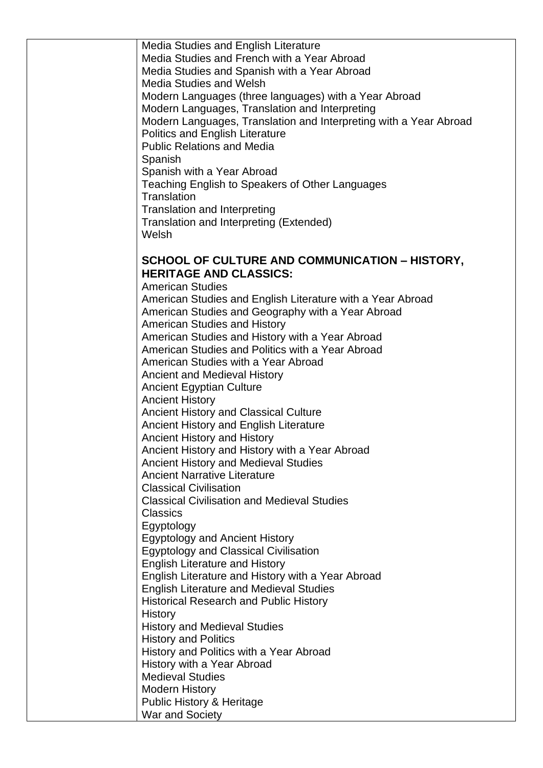| | |
|---|---|
| | Media Studies and English Literature<br>Media Studies and French with a Year Abroad<br>Media Studies and Spanish with a Year Abroad<br>Media Studies and Welsh<br>Modern Languages (three languages) with a Year Abroad<br>Modern Languages, Translation and Interpreting<br>Modern Languages, Translation and Interpreting with a Year Abroad<br>Politics and English Literature<br>Public Relations and Media<br>Spanish<br>Spanish with a Year Abroad<br>Teaching English to Speakers of Other Languages<br>Translation<br>Translation and Interpreting<br>Translation and Interpreting (Extended)<br>Welsh<br><br>**SCHOOL OF CULTURE AND COMMUNICATION – HISTORY, HERITAGE AND CLASSICS:**<br>American Studies<br>American Studies and English Literature with a Year Abroad<br>American Studies and Geography with a Year Abroad<br>American Studies and History<br>American Studies and History with a Year Abroad<br>American Studies and Politics with a Year Abroad<br>American Studies with a Year Abroad<br>Ancient and Medieval History<br>Ancient Egyptian Culture<br>Ancient History<br>Ancient History and Classical Culture<br>Ancient History and English Literature<br>Ancient History and History<br>Ancient History and History with a Year Abroad<br>Ancient History and Medieval Studies<br>Ancient Narrative Literature<br>Classical Civilisation<br>Classical Civilisation and Medieval Studies<br>Classics<br>Egyptology<br>Egyptology and Ancient History<br>Egyptology and Classical Civilisation<br>English Literature and History<br>English Literature and History with a Year Abroad<br>English Literature and Medieval Studies<br>Historical Research and Public History<br>History<br>History and Medieval Studies<br>History and Politics<br>History and Politics with a Year Abroad<br>History with a Year Abroad<br>Medieval Studies<br>Modern History<br>Public History & Heritage<br>War and Society |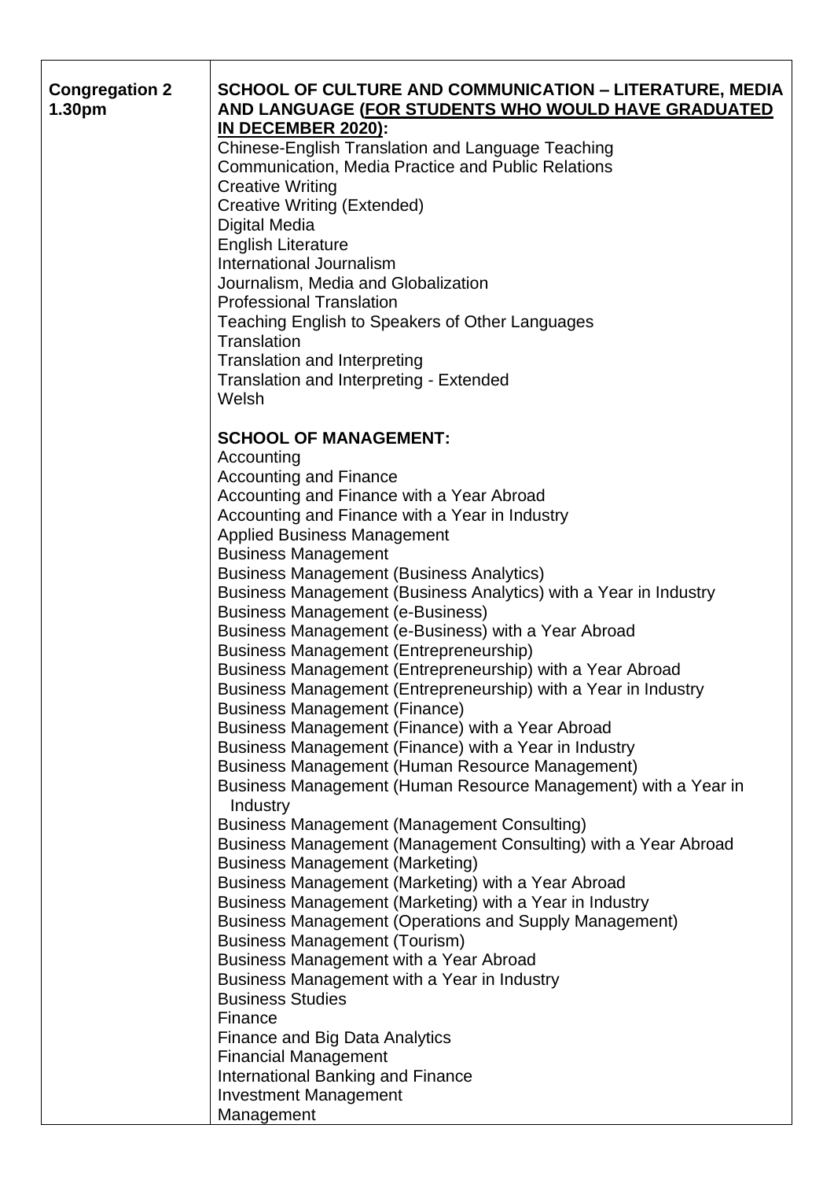| **Congregation 2**<br>**1.30pm** | **SCHOOL OF CULTURE AND COMMUNICATION – LITERATURE, MEDIA AND LANGUAGE (<u>FOR STUDENTS WHO WOULD HAVE GRADUATED IN DECEMBER 2020</u>):**<br>Chinese-English Translation and Language Teaching<br>Communication, Media Practice and Public Relations<br>Creative Writing<br>Creative Writing (Extended)<br>Digital Media<br>English Literature<br>International Journalism<br>Journalism, Media and Globalization<br>Professional Translation<br>Teaching English to Speakers of Other Languages<br>Translation<br>Translation and Interpreting<br>Translation and Interpreting - Extended<br>Welsh<br><br>**SCHOOL OF MANAGEMENT:**<br>Accounting<br>Accounting and Finance<br>Accounting and Finance with a Year Abroad<br>Accounting and Finance with a Year in Industry<br>Applied Business Management<br>Business Management<br>Business Management (Business Analytics)<br>Business Management (Business Analytics) with a Year in Industry<br>Business Management (e-Business)<br>Business Management (e-Business) with a Year Abroad<br>Business Management (Entrepreneurship)<br>Business Management (Entrepreneurship) with a Year Abroad<br>Business Management (Entrepreneurship) with a Year in Industry<br>Business Management (Finance)<br>Business Management (Finance) with a Year Abroad<br>Business Management (Finance) with a Year in Industry<br>Business Management (Human Resource Management)<br>Business Management (Human Resource Management) with a Year in Industry<br>Business Management (Management Consulting)<br>Business Management (Management Consulting) with a Year Abroad<br>Business Management (Marketing)<br>Business Management (Marketing) with a Year Abroad<br>Business Management (Marketing) with a Year in Industry<br>Business Management (Operations and Supply Management)<br>Business Management (Tourism)<br>Business Management with a Year Abroad<br>Business Management with a Year in Industry<br>Business Studies<br>Finance<br>Finance and Big Data Analytics<br>Financial Management<br>International Banking and Finance<br>Investment Management<br>Management |
|---|---|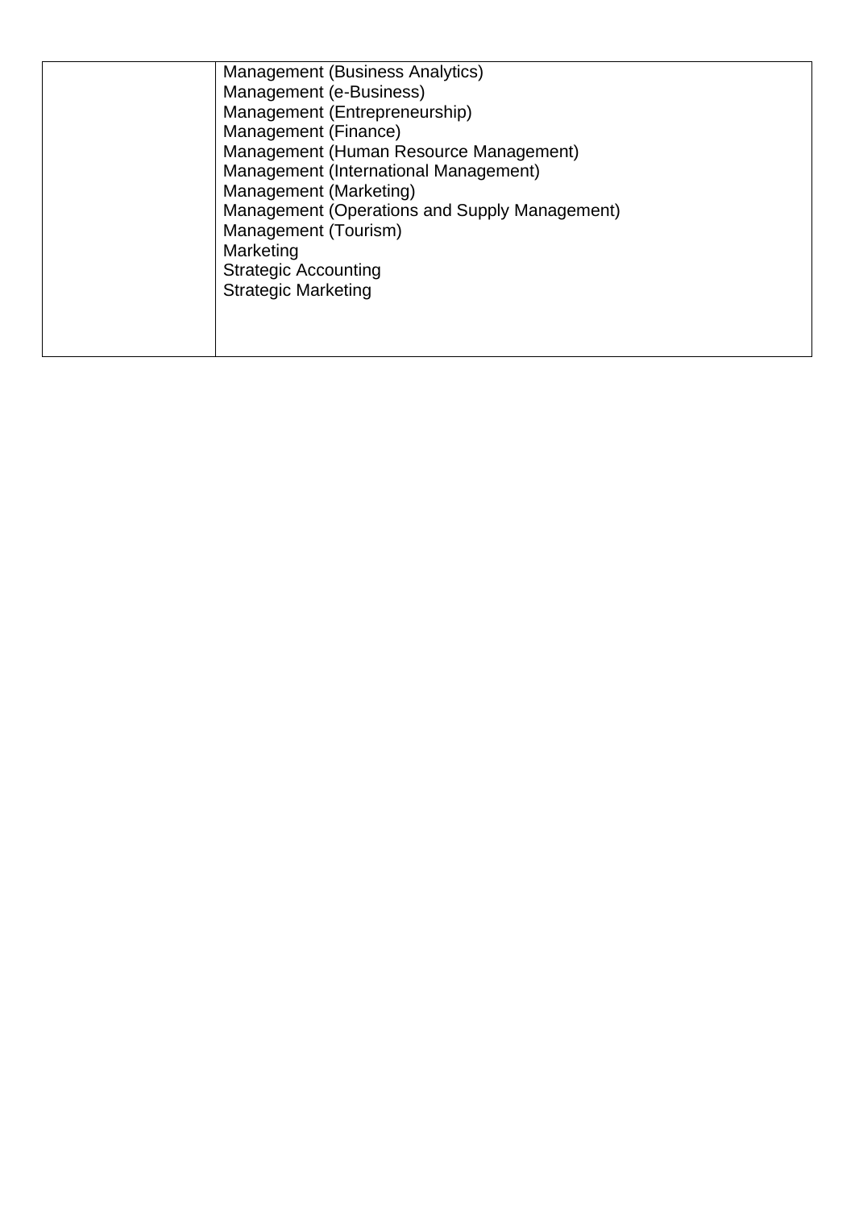| | |
|---|---|
| | Management (Business Analytics)<br>Management (e-Business)<br>Management (Entrepreneurship)<br>Management (Finance)<br>Management (Human Resource Management)<br>Management (International Management)<br>Management (Marketing)<br>Management (Operations and Supply Management)<br>Management (Tourism)<br>Marketing<br>Strategic Accounting<br>Strategic Marketing |